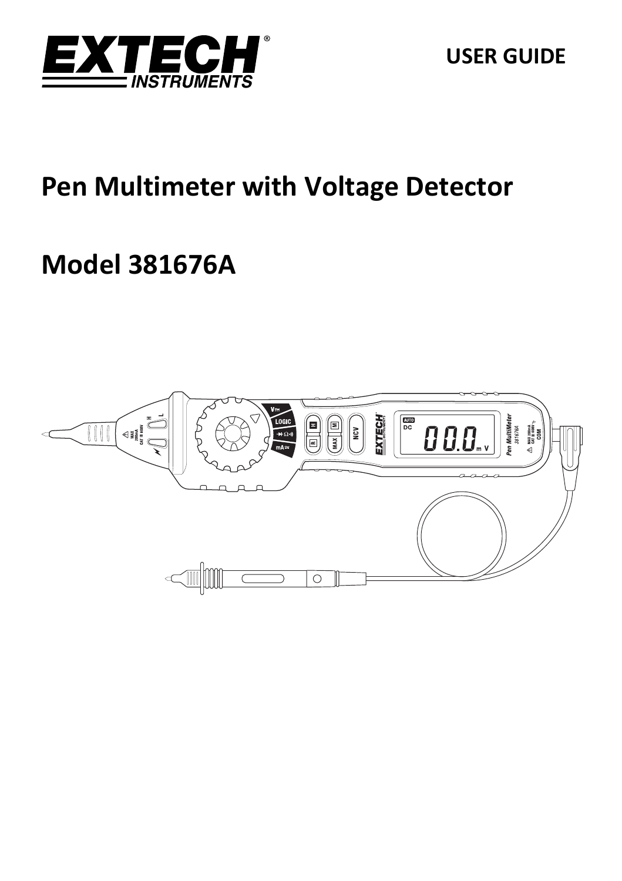EXTECH INSTRUMENTS

USER GUIDE

# Pen Multimeter with Voltage Detector

# Model 381676A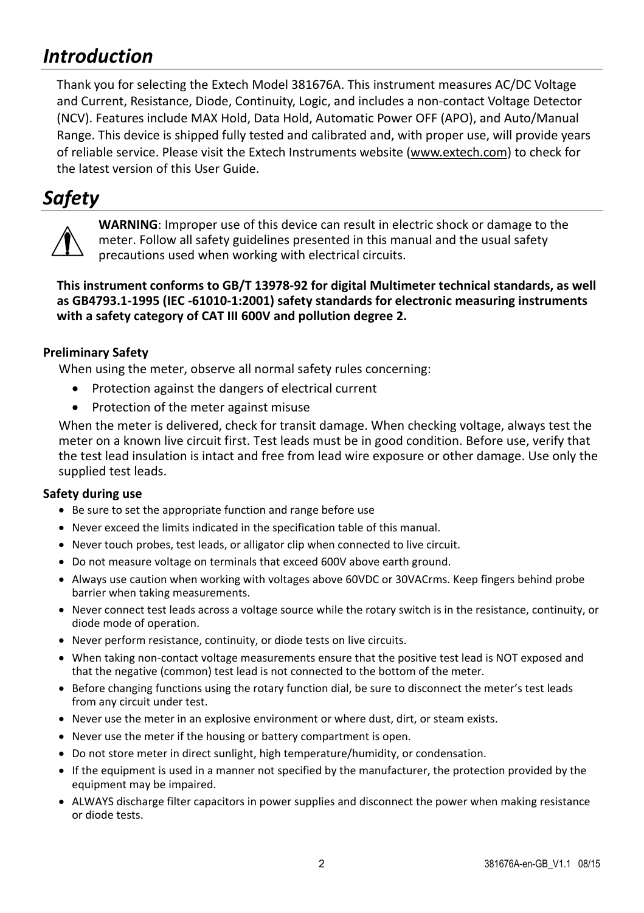# *Introduction*

Thank you for selecting the Extech Model 381676A. This instrument measures AC/DC Voltage and Current, Resistance, Diode, Continuity, Logic, and includes a non-contact Voltage Detector (NCV). Features include MAX Hold, Data Hold, Automatic Power OFF (APO), and Auto/Manual Range. This device is shipped fully tested and calibrated and, with proper use, will provide years of reliable service. Please visit the Extech Instruments website (www.extech.com) to check for the latest version of this User Guide.

# *Safety*

**WARNING**: Improper use of this device can result in electric shock or damage to the meter. Follow all safety guidelines presented in this manual and the usual safety precautions used when working with electrical circuits.

**This instrument conforms to GB/T 13978-92 for digital Multimeter technical standards, as well as GB4793.1-1995 (IEC -61010-1:2001) safety standards for electronic measuring instruments with a safety category of CAT III 600V and pollution degree 2.**

**Preliminary Safety**

When using the meter, observe all normal safety rules concerning:

- Protection against the dangers of electrical current
- Protection of the meter against misuse

When the meter is delivered, check for transit damage. When checking voltage, always test the meter on a known live circuit first. Test leads must be in good condition. Before use, verify that the test lead insulation is intact and free from lead wire exposure or other damage. Use only the supplied test leads.

**Safety during use**

- Be sure to set the appropriate function and range before use
- Never exceed the limits indicated in the specification table of this manual.
- Never touch probes, test leads, or alligator clip when connected to live circuit.
- Do not measure voltage on terminals that exceed 600V above earth ground.
- Always use caution when working with voltages above 60VDC or 30VACrms. Keep fingers behind probe barrier when taking measurements.
- Never connect test leads across a voltage source while the rotary switch is in the resistance, continuity, or diode mode of operation.
- Never perform resistance, continuity, or diode tests on live circuits.
- When taking non-contact voltage measurements ensure that the positive test lead is NOT exposed and that the negative (common) test lead is not connected to the bottom of the meter.
- Before changing functions using the rotary function dial, be sure to disconnect the meter's test leads from any circuit under test.
- Never use the meter in an explosive environment or where dust, dirt, or steam exists.
- Never use the meter if the housing or battery compartment is open.
- Do not store meter in direct sunlight, high temperature/humidity, or condensation.
- If the equipment is used in a manner not specified by the manufacturer, the protection provided by the equipment may be impaired.
- ALWAYS discharge filter capacitors in power supplies and disconnect the power when making resistance or diode tests.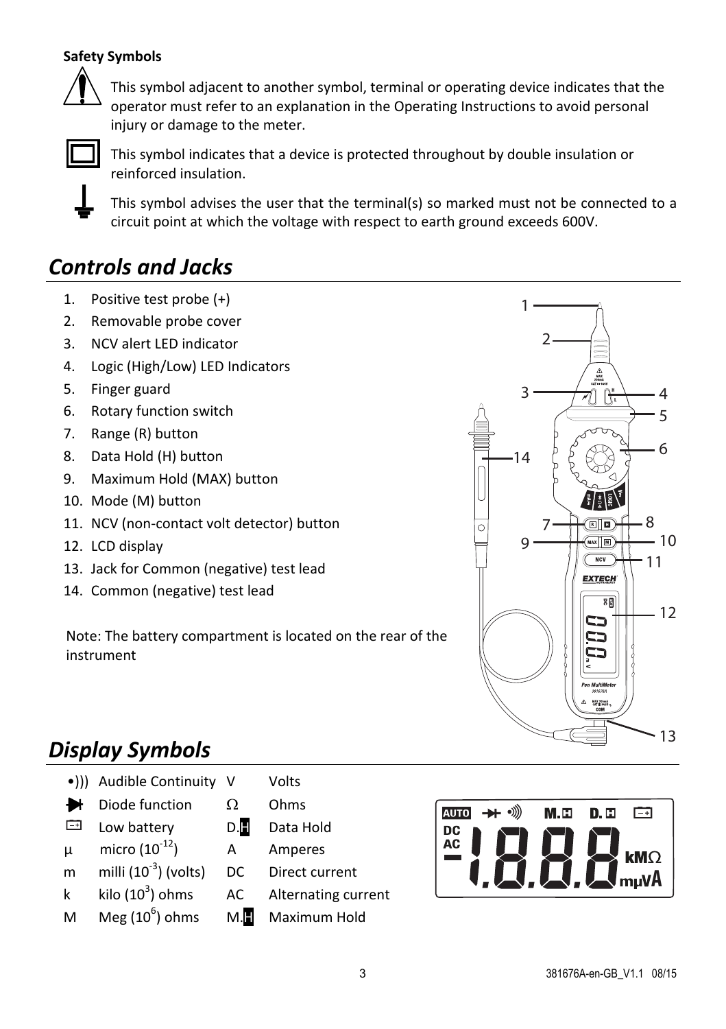**Safety Symbols**

⚠ This symbol adjacent to another symbol, terminal or operating device indicates that the operator must refer to an explanation in the Operating Instructions to avoid personal injury or damage to the meter.

▣ This symbol indicates that a device is protected throughout by double insulation or reinforced insulation.

⏚ This symbol advises the user that the terminal(s) so marked must not be connected to a circuit point at which the voltage with respect to earth ground exceeds 600V.

## *Controls and Jacks*

1. Positive test probe (+)
2. Removable probe cover
3. NCV alert LED indicator
4. Logic (High/Low) LED Indicators
5. Finger guard
6. Rotary function switch
7. Range (R) button
8. Data Hold (H) button
9. Maximum Hold (MAX) button
10. Mode (M) button
11. NCV (non-contact volt detector) button
12. LCD display
13. Jack for Common (negative) test lead
14. Common (negative) test lead

Note: The battery compartment is located on the rear of the instrument

## *Display Symbols*

| | | | |
|---|---|---|---|
| •))) | Audible Continuity | V | Volts |
| ⏭ | Diode function | Ω | Ohms |
| 🔋 | Low battery | D.H | Data Hold |
| µ | micro ($10^{-12}$) | A | Amperes |
| m | milli ($10^{-3}$) (volts) | DC | Direct current |
| k | kilo ($10^{3}$) ohms | AC | Alternating current |
| M | Meg ($10^{6}$) ohms | M.H | Maximum Hold |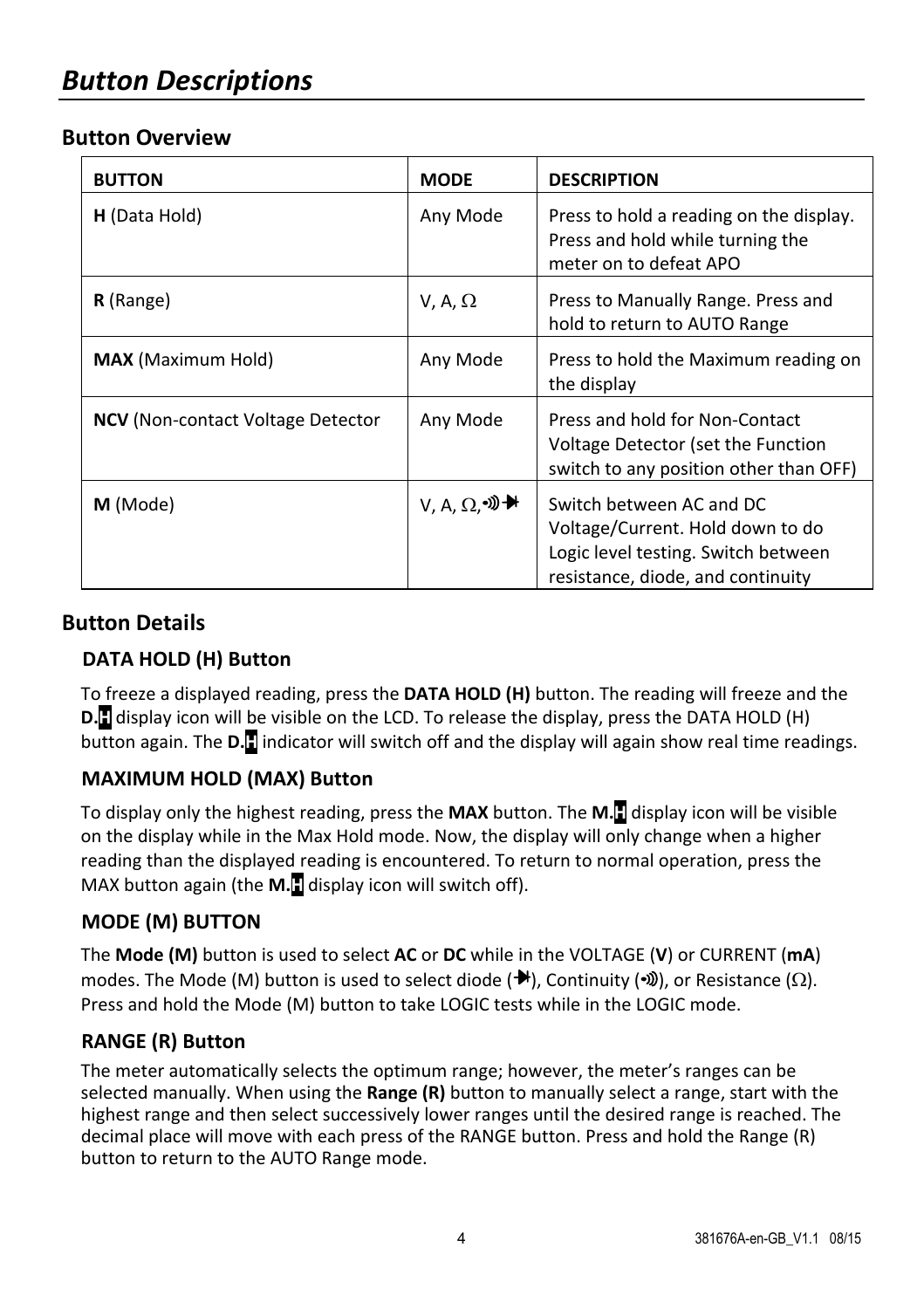# *Button Descriptions*

## Button Overview

| BUTTON | MODE | DESCRIPTION |
|---|---|---|
| **H** (Data Hold) | Any Mode | Press to hold a reading on the display. Press and hold while turning the meter on to defeat APO |
| **R** (Range) | V, A, Ω | Press to Manually Range. Press and hold to return to AUTO Range |
| **MAX** (Maximum Hold) | Any Mode | Press to hold the Maximum reading on the display |
| **NCV** (Non-contact Voltage Detector | Any Mode | Press and hold for Non-Contact Voltage Detector (set the Function switch to any position other than OFF) |
| **M** (Mode) | V, A, Ω, •))) ➔\| | Switch between AC and DC Voltage/Current. Hold down to do Logic level testing. Switch between resistance, diode, and continuity |

## Button Details

### DATA HOLD (H) Button

To freeze a displayed reading, press the **DATA HOLD (H)** button. The reading will freeze and the **D.H** display icon will be visible on the LCD. To release the display, press the DATA HOLD (H) button again. The **D.H** indicator will switch off and the display will again show real time readings.

### MAXIMUM HOLD (MAX) Button

To display only the highest reading, press the **MAX** button. The **M.H** display icon will be visible on the display while in the Max Hold mode. Now, the display will only change when a higher reading than the displayed reading is encountered. To return to normal operation, press the MAX button again (the **M.H** display icon will switch off).

### MODE (M) BUTTON

The **Mode (M)** button is used to select **AC** or **DC** while in the VOLTAGE (**V**) or CURRENT (**mA**) modes. The Mode (M) button is used to select diode (➔|), Continuity (•))), or Resistance (Ω). Press and hold the Mode (M) button to take LOGIC tests while in the LOGIC mode.

### RANGE (R) Button

The meter automatically selects the optimum range; however, the meter's ranges can be selected manually. When using the **Range (R)** button to manually select a range, start with the highest range and then select successively lower ranges until the desired range is reached. The decimal place will move with each press of the RANGE button. Press and hold the Range (R) button to return to the AUTO Range mode.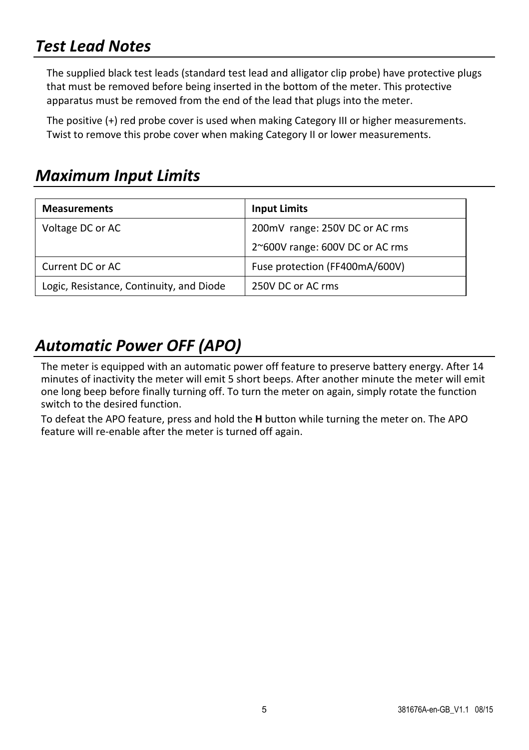## Test Lead Notes

The supplied black test leads (standard test lead and alligator clip probe) have protective plugs that must be removed before being inserted in the bottom of the meter. This protective apparatus must be removed from the end of the lead that plugs into the meter.

The positive (+) red probe cover is used when making Category III or higher measurements. Twist to remove this probe cover when making Category II or lower measurements.

## Maximum Input Limits

| Measurements | Input Limits |
|---|---|
| Voltage DC or AC | 200mV range: 250V DC or AC rms<br>2~600V range: 600V DC or AC rms |
| Current DC or AC | Fuse protection (FF400mA/600V) |
| Logic, Resistance, Continuity, and Diode | 250V DC or AC rms |

## Automatic Power OFF (APO)

The meter is equipped with an automatic power off feature to preserve battery energy. After 14 minutes of inactivity the meter will emit 5 short beeps. After another minute the meter will emit one long beep before finally turning off. To turn the meter on again, simply rotate the function switch to the desired function.

To defeat the APO feature, press and hold the **H** button while turning the meter on. The APO feature will re-enable after the meter is turned off again.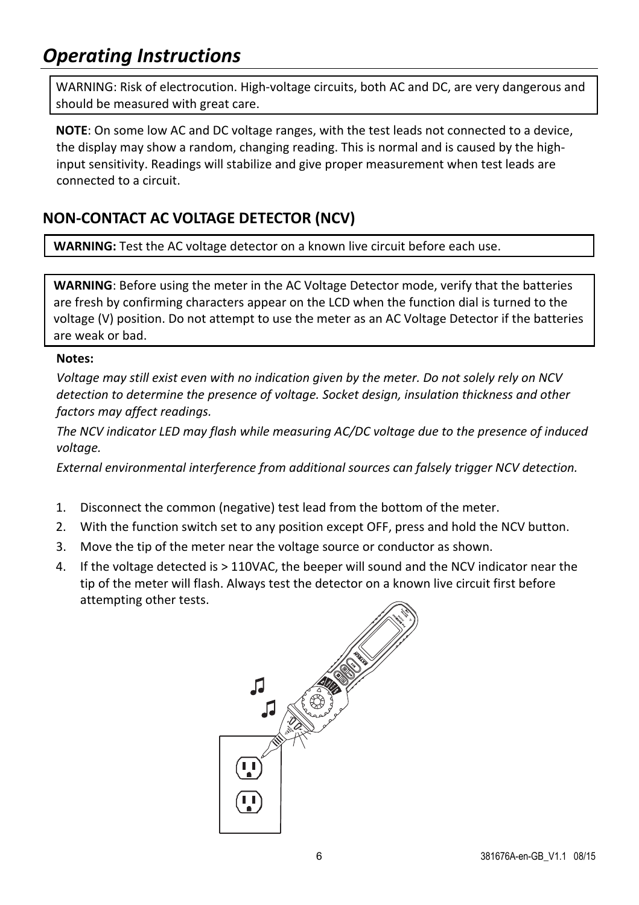# *Operating Instructions*

WARNING: Risk of electrocution. High-voltage circuits, both AC and DC, are very dangerous and should be measured with great care.

**NOTE**: On some low AC and DC voltage ranges, with the test leads not connected to a device, the display may show a random, changing reading. This is normal and is caused by the high-input sensitivity. Readings will stabilize and give proper measurement when test leads are connected to a circuit.

## NON-CONTACT AC VOLTAGE DETECTOR (NCV)

**WARNING:** Test the AC voltage detector on a known live circuit before each use.

**WARNING**: Before using the meter in the AC Voltage Detector mode, verify that the batteries are fresh by confirming characters appear on the LCD when the function dial is turned to the voltage (V) position. Do not attempt to use the meter as an AC Voltage Detector if the batteries are weak or bad.

**Notes:**

*Voltage may still exist even with no indication given by the meter. Do not solely rely on NCV detection to determine the presence of voltage. Socket design, insulation thickness and other factors may affect readings.*

*The NCV indicator LED may flash while measuring AC/DC voltage due to the presence of induced voltage.*

*External environmental interference from additional sources can falsely trigger NCV detection.*

1. Disconnect the common (negative) test lead from the bottom of the meter.
2. With the function switch set to any position except OFF, press and hold the NCV button.
3. Move the tip of the meter near the voltage source or conductor as shown.
4. If the voltage detected is > 110VAC, the beeper will sound and the NCV indicator near the tip of the meter will flash. Always test the detector on a known live circuit first before attempting other tests.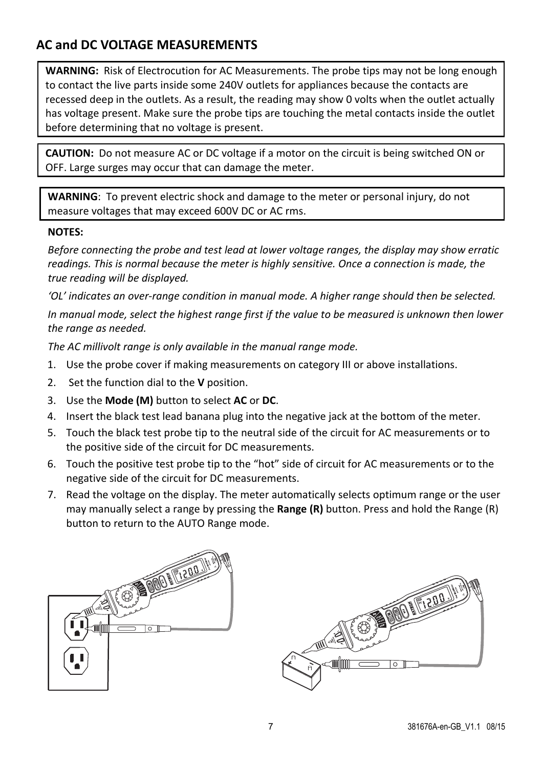## AC and DC VOLTAGE MEASUREMENTS

**WARNING:** Risk of Electrocution for AC Measurements. The probe tips may not be long enough to contact the live parts inside some 240V outlets for appliances because the contacts are recessed deep in the outlets. As a result, the reading may show 0 volts when the outlet actually has voltage present. Make sure the probe tips are touching the metal contacts inside the outlet before determining that no voltage is present.

**CAUTION:** Do not measure AC or DC voltage if a motor on the circuit is being switched ON or OFF. Large surges may occur that can damage the meter.

**WARNING**: To prevent electric shock and damage to the meter or personal injury, do not measure voltages that may exceed 600V DC or AC rms.

**NOTES:**

*Before connecting the probe and test lead at lower voltage ranges, the display may show erratic readings. This is normal because the meter is highly sensitive. Once a connection is made, the true reading will be displayed.*

*'OL' indicates an over-range condition in manual mode. A higher range should then be selected.*

*In manual mode, select the highest range first if the value to be measured is unknown then lower the range as needed.*

*The AC millivolt range is only available in the manual range mode.*

1. Use the probe cover if making measurements on category III or above installations.
2. Set the function dial to the **V** position.
3. Use the **Mode (M)** button to select **AC** or **DC**.
4. Insert the black test lead banana plug into the negative jack at the bottom of the meter.
5. Touch the black test probe tip to the neutral side of the circuit for AC measurements or to the positive side of the circuit for DC measurements.
6. Touch the positive test probe tip to the "hot" side of circuit for AC measurements or to the negative side of the circuit for DC measurements.
7. Read the voltage on the display. The meter automatically selects optimum range or the user may manually select a range by pressing the **Range (R)** button. Press and hold the Range (R) button to return to the AUTO Range mode.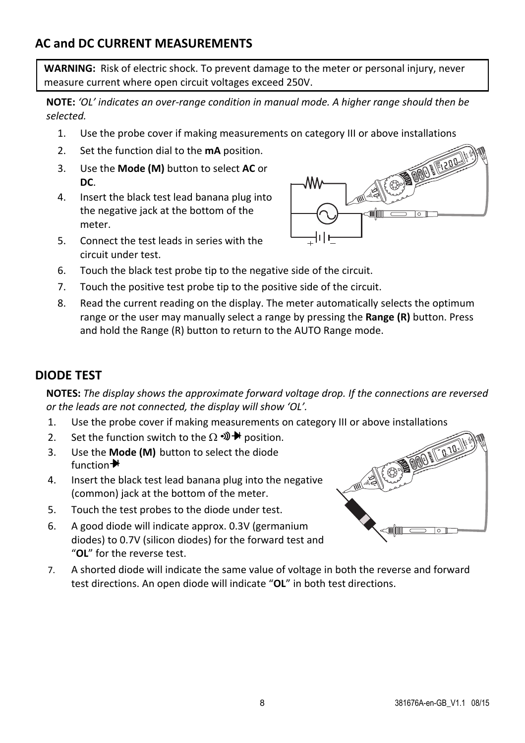## AC and DC CURRENT MEASUREMENTS

**WARNING:** Risk of electric shock. To prevent damage to the meter or personal injury, never measure current where open circuit voltages exceed 250V.

**NOTE:** *'OL' indicates an over-range condition in manual mode. A higher range should then be selected.*

1. Use the probe cover if making measurements on category III or above installations
2. Set the function dial to the **mA** position.
3. Use the **Mode (M)** button to select **AC** or **DC**.
4. Insert the black test lead banana plug into the negative jack at the bottom of the meter.
5. Connect the test leads in series with the circuit under test.
6. Touch the black test probe tip to the negative side of the circuit.
7. Touch the positive test probe tip to the positive side of the circuit.
8. Read the current reading on the display. The meter automatically selects the optimum range or the user may manually select a range by pressing the **Range (R)** button. Press and hold the Range (R) button to return to the AUTO Range mode.

## DIODE TEST

**NOTES:** *The display shows the approximate forward voltage drop. If the connections are reversed or the leads are not connected, the display will show 'OL'.*

1. Use the probe cover if making measurements on category III or above installations
2. Set the function switch to the Ω •))) ⯈| position.
3. Use the **Mode (M)** button to select the diode function ⯈|
4. Insert the black test lead banana plug into the negative (common) jack at the bottom of the meter.
5. Touch the test probes to the diode under test.
6. A good diode will indicate approx. 0.3V (germanium diodes) to 0.7V (silicon diodes) for the forward test and "**OL**" for the reverse test.
7. A shorted diode will indicate the same value of voltage in both the reverse and forward test directions. An open diode will indicate "**OL**" in both test directions.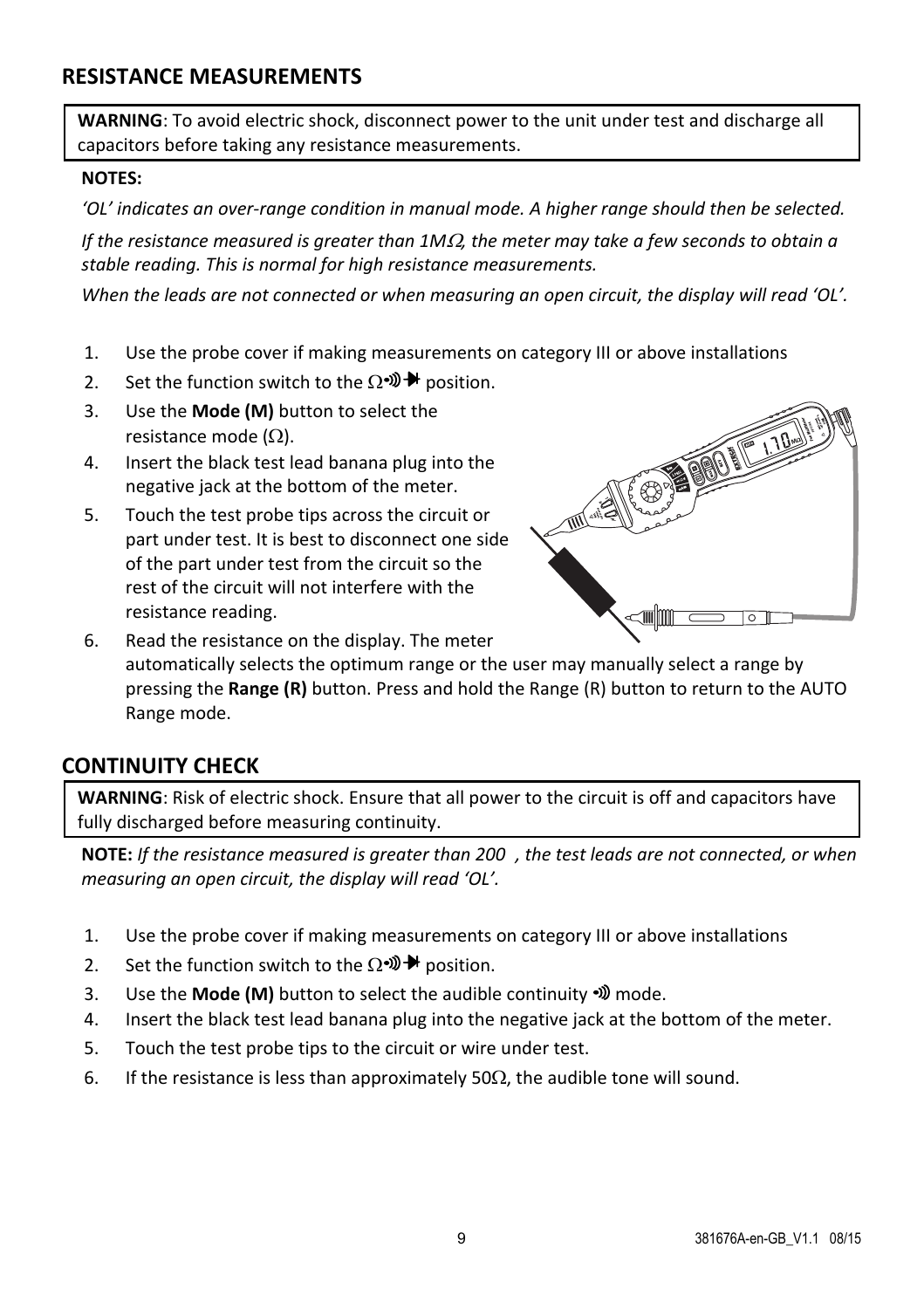## RESISTANCE MEASUREMENTS

**WARNING**: To avoid electric shock, disconnect power to the unit under test and discharge all capacitors before taking any resistance measurements.

**NOTES:**

*'OL' indicates an over-range condition in manual mode. A higher range should then be selected.*

*If the resistance measured is greater than 1MΩ, the meter may take a few seconds to obtain a stable reading. This is normal for high resistance measurements.*

*When the leads are not connected or when measuring an open circuit, the display will read 'OL'.*

1. Use the probe cover if making measurements on category III or above installations
2. Set the function switch to the Ω•))) ⯈| position.
3. Use the **Mode (M)** button to select the resistance mode (Ω).
4. Insert the black test lead banana plug into the negative jack at the bottom of the meter.
5. Touch the test probe tips across the circuit or part under test. It is best to disconnect one side of the part under test from the circuit so the rest of the circuit will not interfere with the resistance reading.
6. Read the resistance on the display. The meter automatically selects the optimum range or the user may manually select a range by pressing the **Range (R)** button. Press and hold the Range (R) button to return to the AUTO Range mode.

## CONTINUITY CHECK

**WARNING**: Risk of electric shock. Ensure that all power to the circuit is off and capacitors have fully discharged before measuring continuity.

**NOTE:** *If the resistance measured is greater than 200 , the test leads are not connected, or when measuring an open circuit, the display will read 'OL'.*

1. Use the probe cover if making measurements on category III or above installations
2. Set the function switch to the Ω•))) ⯈| position.
3. Use the **Mode (M)** button to select the audible continuity •))) mode.
4. Insert the black test lead banana plug into the negative jack at the bottom of the meter.
5. Touch the test probe tips to the circuit or wire under test.
6. If the resistance is less than approximately 50Ω, the audible tone will sound.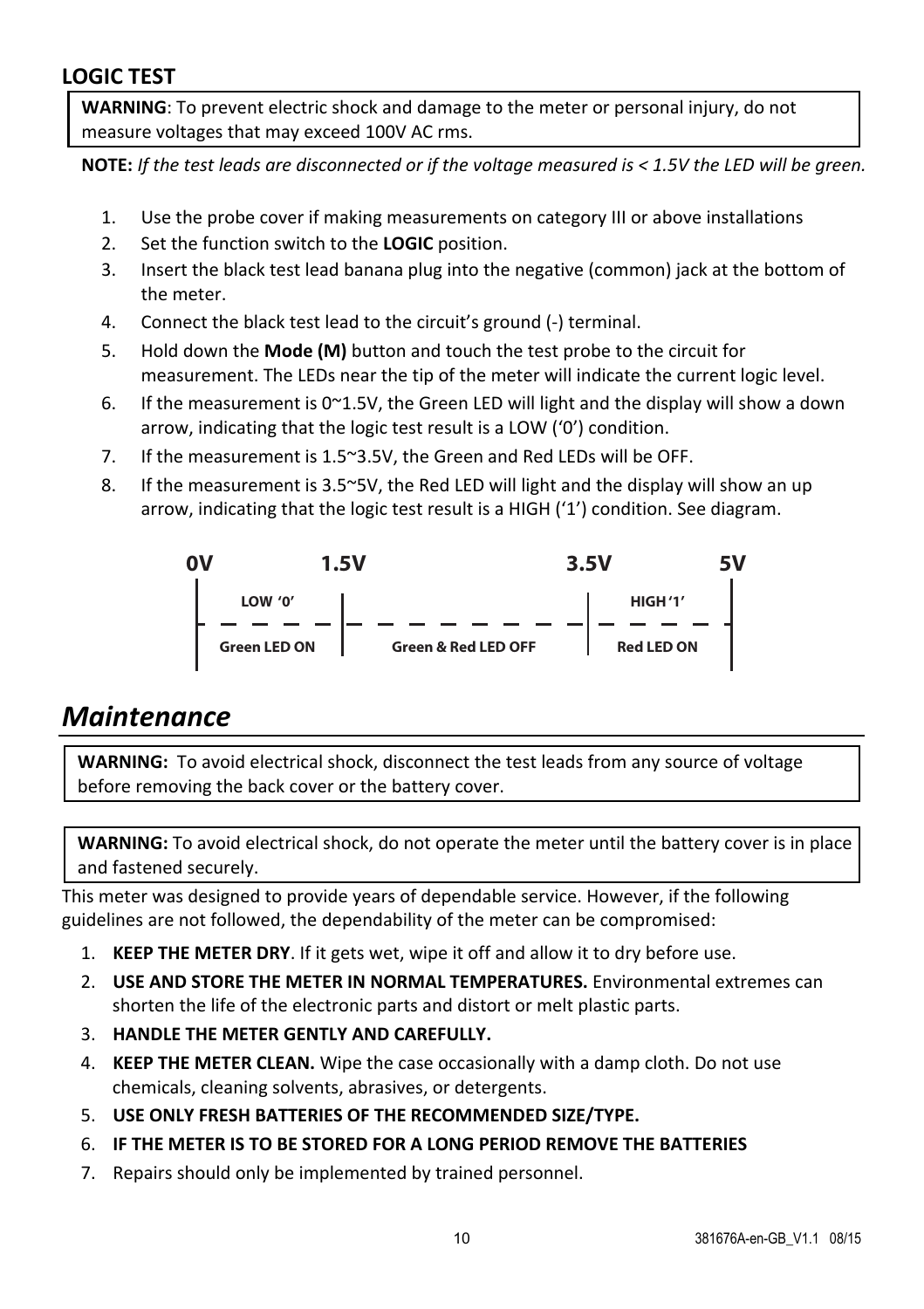## LOGIC TEST

**WARNING**: To prevent electric shock and damage to the meter or personal injury, do not measure voltages that may exceed 100V AC rms.

**NOTE:** *If the test leads are disconnected or if the voltage measured is < 1.5V the LED will be green.*

1. Use the probe cover if making measurements on category III or above installations
2. Set the function switch to the **LOGIC** position.
3. Insert the black test lead banana plug into the negative (common) jack at the bottom of the meter.
4. Connect the black test lead to the circuit's ground (-) terminal.
5. Hold down the **Mode (M)** button and touch the test probe to the circuit for measurement. The LEDs near the tip of the meter will indicate the current logic level.
6. If the measurement is 0~1.5V, the Green LED will light and the display will show a down arrow, indicating that the logic test result is a LOW ('0') condition.
7. If the measurement is 1.5~3.5V, the Green and Red LEDs will be OFF.
8. If the measurement is 3.5~5V, the Red LED will light and the display will show an up arrow, indicating that the logic test result is a HIGH ('1') condition. See diagram.

| 0V – 1.5V | 1.5V – 3.5V | 3.5V – 5V |
|---|---|---|
| LOW '0' | | HIGH '1' |
| Green LED ON | Green & Red LED OFF | Red LED ON |

# *Maintenance*

**WARNING:** To avoid electrical shock, disconnect the test leads from any source of voltage before removing the back cover or the battery cover.

**WARNING:** To avoid electrical shock, do not operate the meter until the battery cover is in place and fastened securely.

This meter was designed to provide years of dependable service. However, if the following guidelines are not followed, the dependability of the meter can be compromised:

1. **KEEP THE METER DRY**. If it gets wet, wipe it off and allow it to dry before use.
2. **USE AND STORE THE METER IN NORMAL TEMPERATURES.** Environmental extremes can shorten the life of the electronic parts and distort or melt plastic parts.
3. **HANDLE THE METER GENTLY AND CAREFULLY.**
4. **KEEP THE METER CLEAN.** Wipe the case occasionally with a damp cloth. Do not use chemicals, cleaning solvents, abrasives, or detergents.
5. **USE ONLY FRESH BATTERIES OF THE RECOMMENDED SIZE/TYPE.**
6. **IF THE METER IS TO BE STORED FOR A LONG PERIOD REMOVE THE BATTERIES**
7. Repairs should only be implemented by trained personnel.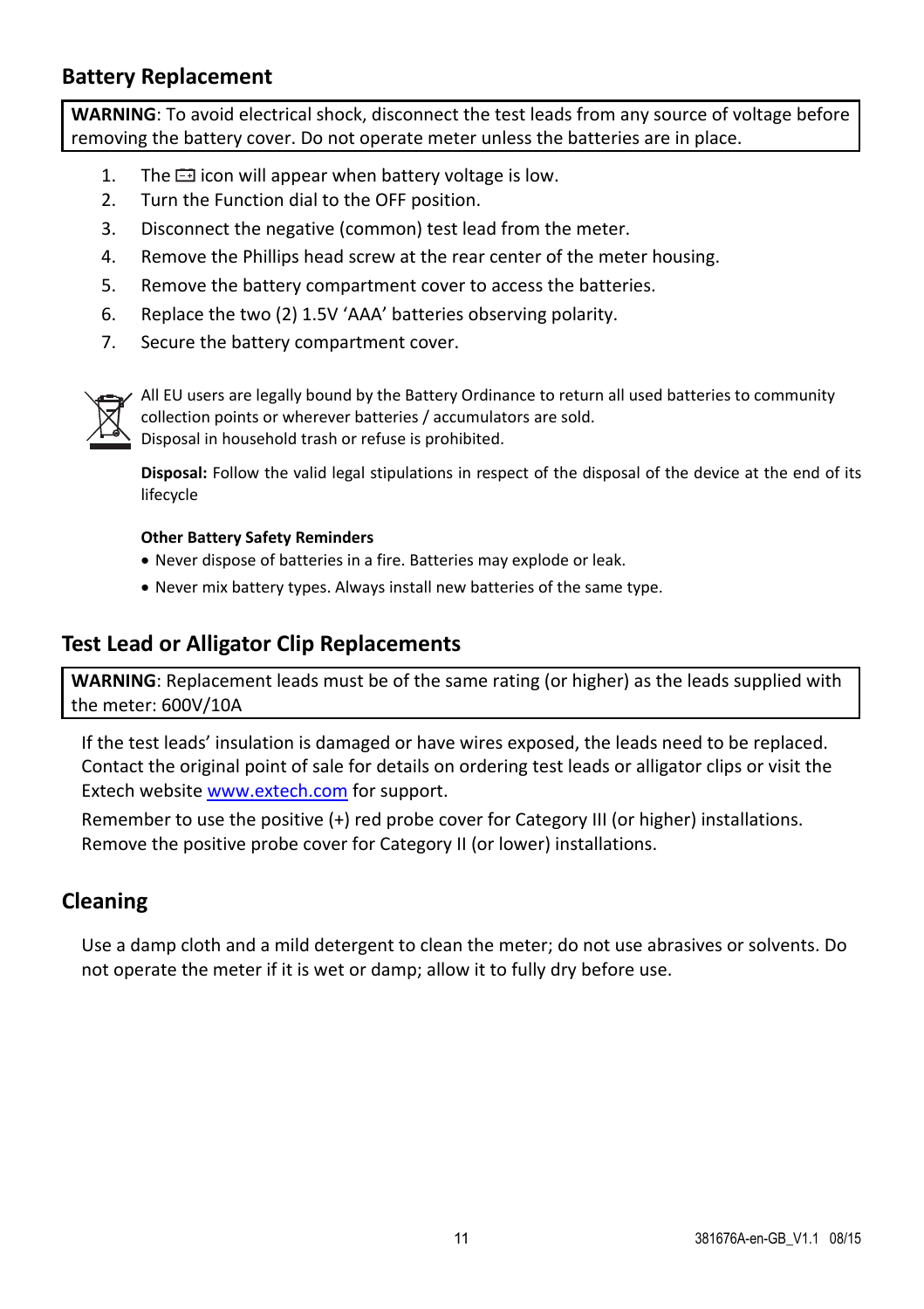## Battery Replacement

**WARNING**: To avoid electrical shock, disconnect the test leads from any source of voltage before removing the battery cover. Do not operate meter unless the batteries are in place.

1. The battery icon will appear when battery voltage is low.
2. Turn the Function dial to the OFF position.
3. Disconnect the negative (common) test lead from the meter.
4. Remove the Phillips head screw at the rear center of the meter housing.
5. Remove the battery compartment cover to access the batteries.
6. Replace the two (2) 1.5V 'AAA' batteries observing polarity.
7. Secure the battery compartment cover.

All EU users are legally bound by the Battery Ordinance to return all used batteries to community collection points or wherever batteries / accumulators are sold.
Disposal in household trash or refuse is prohibited.

**Disposal:** Follow the valid legal stipulations in respect of the disposal of the device at the end of its lifecycle

**Other Battery Safety Reminders**

- Never dispose of batteries in a fire. Batteries may explode or leak.
- Never mix battery types. Always install new batteries of the same type.

## Test Lead or Alligator Clip Replacements

**WARNING**: Replacement leads must be of the same rating (or higher) as the leads supplied with the meter: 600V/10A

If the test leads' insulation is damaged or have wires exposed, the leads need to be replaced. Contact the original point of sale for details on ordering test leads or alligator clips or visit the Extech website www.extech.com for support.

Remember to use the positive (+) red probe cover for Category III (or higher) installations. Remove the positive probe cover for Category II (or lower) installations.

## Cleaning

Use a damp cloth and a mild detergent to clean the meter; do not use abrasives or solvents. Do not operate the meter if it is wet or damp; allow it to fully dry before use.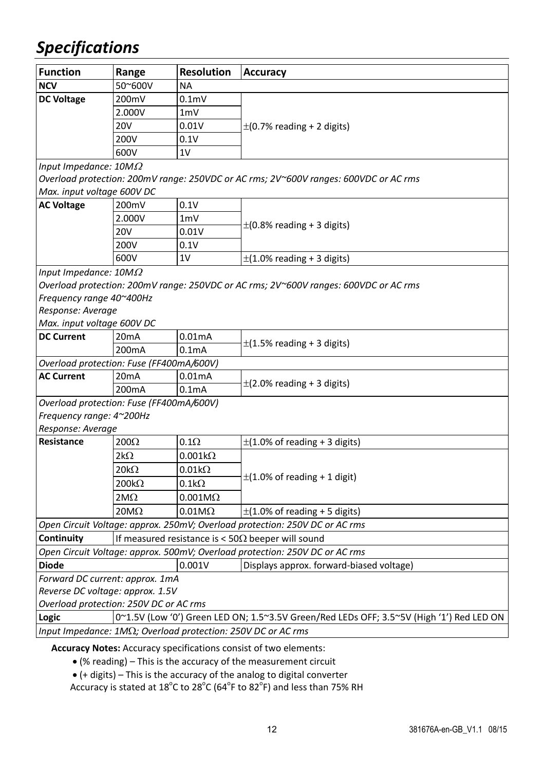# Specifications

| Function | Range | Resolution | Accuracy |
|---|---|---|---|
| **NCV** | 50~600V | NA | |
| **DC Voltage** | 200mV | 0.1mV | ±(0.7% reading + 2 digits) |
| | 2.000V | 1mV | |
| | 20V | 0.01V | |
| | 200V | 0.1V | |
| | 600V | 1V | |
| *Input Impedance: 10MΩ*<br>*Overload protection: 200mV range: 250VDC or AC rms; 2V~600V ranges: 600VDC or AC rms*<br>*Max. input voltage 600V DC* | | | |
| **AC Voltage** | 200mV | 0.1V | ±(0.8% reading + 3 digits) |
| | 2.000V | 1mV | |
| | 20V | 0.01V | |
| | 200V | 0.1V | |
| | 600V | 1V | ±(1.0% reading + 3 digits) |
| *Input Impedance: 10MΩ*<br>*Overload protection: 200mV range: 250VDC or AC rms; 2V~600V ranges: 600VDC or AC rms*<br>*Frequency range 40~400Hz*<br>*Response: Average*<br>*Max. input voltage 600V DC* | | | |
| **DC Current** | 20mA | 0.01mA | ±(1.5% reading + 3 digits) |
| | 200mA | 0.1mA | |
| *Overload protection: Fuse (FF400mA/600V)* | | | |
| **AC Current** | 20mA | 0.01mA | ±(2.0% reading + 3 digits) |
| | 200mA | 0.1mA | |
| *Overload protection: Fuse (FF400mA/600V)*<br>*Frequency range: 4~200Hz*<br>*Response: Average* | | | |
| **Resistance** | 200Ω | 0.1Ω | ±(1.0% of reading + 3 digits) |
| | 2kΩ | 0.001kΩ | ±(1.0% of reading + 1 digit) |
| | 20kΩ | 0.01kΩ | |
| | 200kΩ | 0.1kΩ | |
| | 2MΩ | 0.001MΩ | |
| | 20MΩ | 0.01MΩ | ±(1.0% of reading + 5 digits) |
| *Open Circuit Voltage: approx. 250mV; Overload protection: 250V DC or AC rms* | | | |
| **Continuity** | If measured resistance is < 50Ω beeper will sound | | |
| *Open Circuit Voltage: approx. 500mV; Overload protection: 250V DC or AC rms* | | | |
| **Diode** | | 0.001V | Displays approx. forward-biased voltage) |
| *Forward DC current: approx. 1mA*<br>*Reverse DC voltage: approx. 1.5V*<br>*Overload protection: 250V DC or AC rms* | | | |
| **Logic** | 0~1.5V (Low '0') Green LED ON; 1.5~3.5V Green/Red LEDs OFF; 3.5~5V (High '1') Red LED ON | | |
| *Input Impedance: 1MΩ; Overload protection: 250V DC or AC rms* | | | |

**Accuracy Notes:** Accuracy specifications consist of two elements:

- (% reading) – This is the accuracy of the measurement circuit
- (+ digits) – This is the accuracy of the analog to digital converter

Accuracy is stated at 18°C to 28°C (64°F to 82°F) and less than 75% RH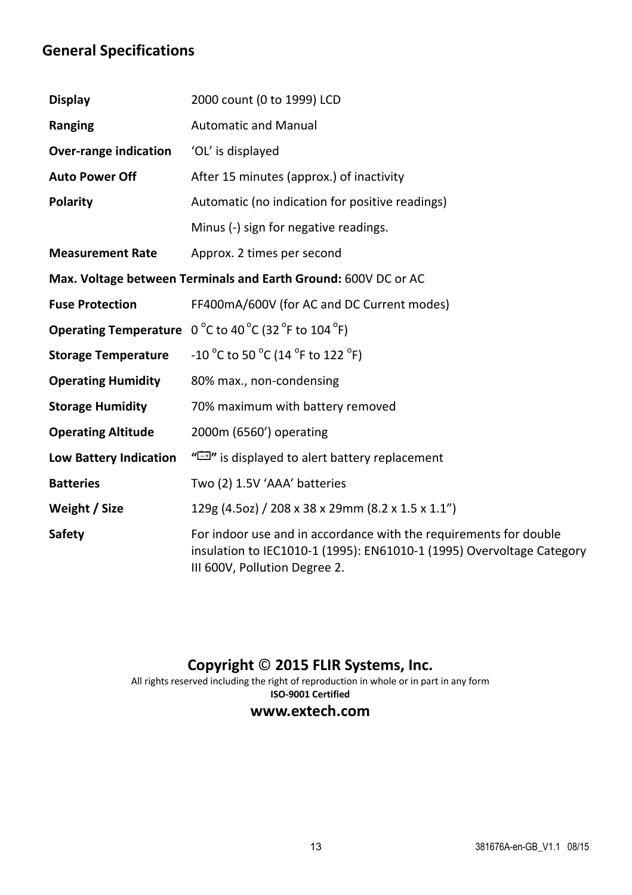## General Specifications

| | |
|---|---|
| **Display** | 2000 count (0 to 1999) LCD |
| **Ranging** | Automatic and Manual |
| **Over-range indication** | 'OL' is displayed |
| **Auto Power Off** | After 15 minutes (approx.) of inactivity |
| **Polarity** | Automatic (no indication for positive readings) |
| | Minus (-) sign for negative readings. |
| **Measurement Rate** | Approx. 2 times per second |
| **Max. Voltage between Terminals and Earth Ground:** 600V DC or AC | |
| **Fuse Protection** | FF400mA/600V (for AC and DC Current modes) |
| **Operating Temperature** | 0 °C to 40 °C (32 °F to 104 °F) |
| **Storage Temperature** | -10 °C to 50 °C (14 °F to 122 °F) |
| **Operating Humidity** | 80% max., non-condensing |
| **Storage Humidity** | 70% maximum with battery removed |
| **Operating Altitude** | 2000m (6560') operating |
| **Low Battery Indication** | "[battery symbol]" is displayed to alert battery replacement |
| **Batteries** | Two (2) 1.5V 'AAA' batteries |
| **Weight / Size** | 129g (4.5oz) / 208 x 38 x 29mm (8.2 x 1.5 x 1.1") |
| **Safety** | For indoor use and in accordance with the requirements for double insulation to IEC1010-1 (1995): EN61010-1 (1995) Overvoltage Category III 600V, Pollution Degree 2. |

**Copyright © 2015 FLIR Systems, Inc.**

All rights reserved including the right of reproduction in whole or in part in any form

**ISO-9001 Certified**

**www.extech.com**

381676A-en-GB_V1.1 08/15